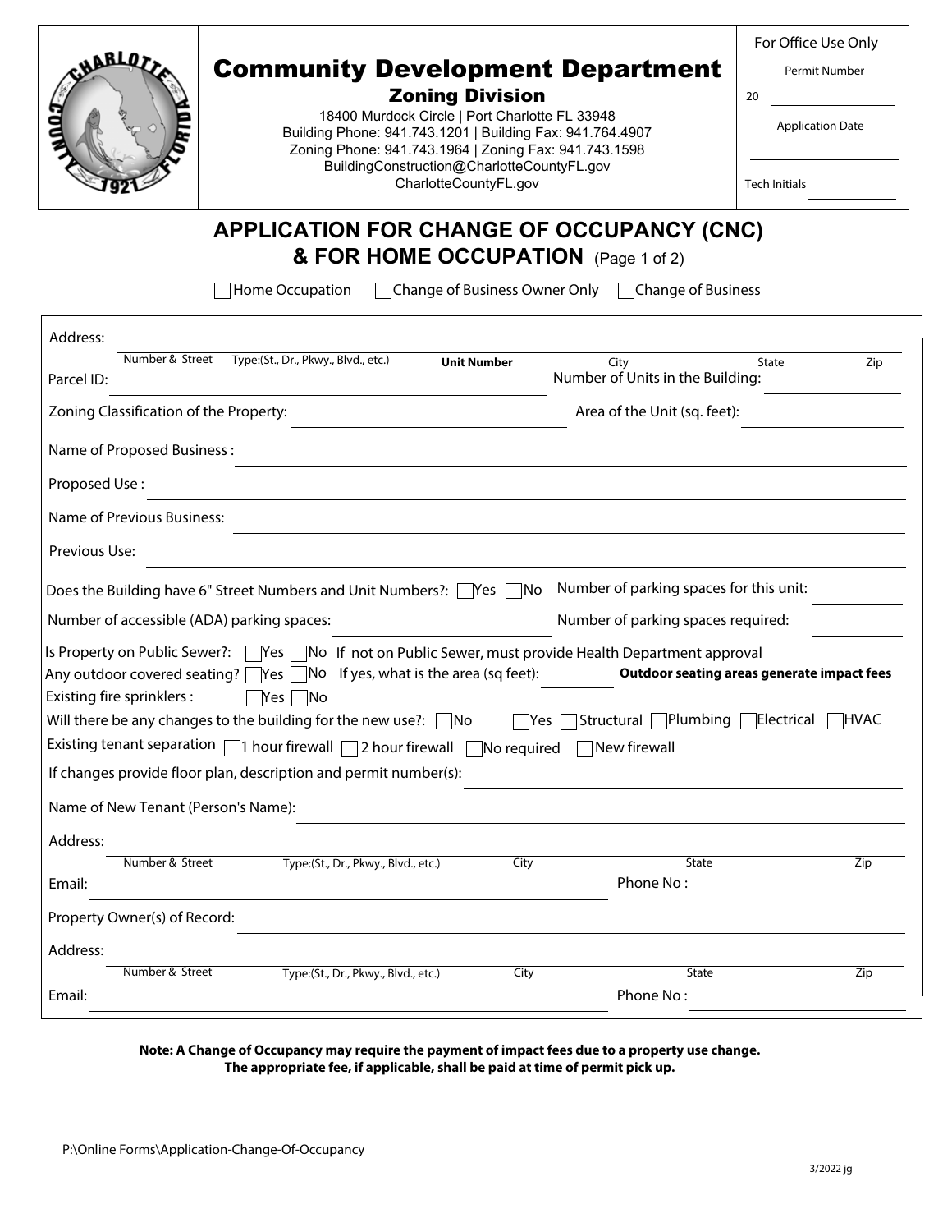# Community Development Department

## Zoning Division

18400 Murdock Circle | Port Charlotte FL 33948
Building Phone: 941.743.1201 | Building Fax: 941.764.4907
Zoning Phone: 941.743.1964 | Zoning Fax: 941.743.1598
BuildingConstruction@CharlotteCountyFL.gov
CharlotteCountyFL.gov

For Office Use Only

Permit Number 20 ________

Application Date ________

Tech Initials ________

# APPLICATION FOR CHANGE OF OCCUPANCY (CNC) & FOR HOME OCCUPATION (Page 1 of 2)

☐ Home Occupation ☐ Change of Business Owner Only ☐ Change of Business

Address: ________
Number & Street | Type:(St., Dr., Pkwy., Blvd., etc.) | **Unit Number** | City | State | Zip

Parcel ID: ________ Number of Units in the Building: ________

Zoning Classification of the Property: ________ Area of the Unit (sq. feet): ________

Name of Proposed Business : ________

Proposed Use : ________

Name of Previous Business: ________

Previous Use: ________

Does the Building have 6" Street Numbers and Unit Numbers?: ☐ Yes ☐ No Number of parking spaces for this unit: ________

Number of accessible (ADA) parking spaces: ________ Number of parking spaces required: ________

Is Property on Public Sewer?: ☐ Yes ☐ No If not on Public Sewer, must provide Health Department approval

Any outdoor covered seating? ☐ Yes ☐ No If yes, what is the area (sq feet): ________ **Outdoor seating areas generate impact fees**

Existing fire sprinklers : ☐ Yes ☐ No

Will there be any changes to the building for the new use?: ☐ No ☐ Yes ☐ Structural ☐ Plumbing ☐ Electrical ☐ HVAC

Existing tenant separation ☐ 1 hour firewall ☐ 2 hour firewall ☐ No required ☐ New firewall

If changes provide floor plan, description and permit number(s): ________

Name of New Tenant (Person's Name): ________

Address: ________
Number & Street | Type:(St., Dr., Pkwy., Blvd., etc.) | City | State | Zip

Email: ________ Phone No : ________

Property Owner(s) of Record: ________

Address: ________
Number & Street | Type:(St., Dr., Pkwy., Blvd., etc.) | City | State | Zip

Email: ________ Phone No : ________

**Note: A Change of Occupancy may require the payment of impact fees due to a property use change. The appropriate fee, if applicable, shall be paid at time of permit pick up.**

P:\Online Forms\Application-Change-Of-Occupancy

3/2022 jg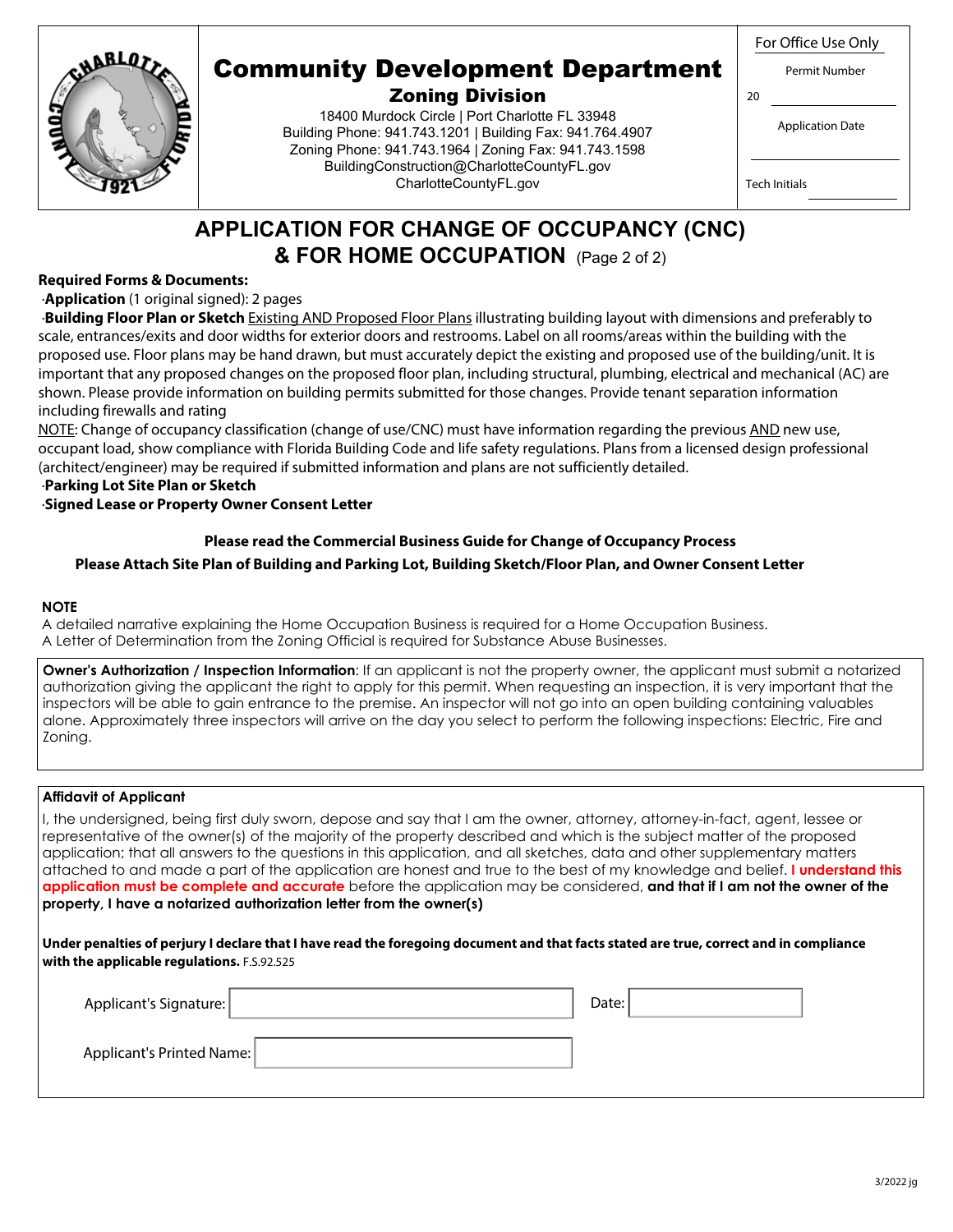# Community Development Department

## Zoning Division

18400 Murdock Circle | Port Charlotte FL 33948
Building Phone: 941.743.1201 | Building Fax: 941.764.4907
Zoning Phone: 941.743.1964 | Zoning Fax: 941.743.1598
BuildingConstruction@CharlotteCountyFL.gov
CharlotteCountyFL.gov

For Office Use Only

Permit Number

20 ______________

Application Date

______________

Tech Initials ______________

# APPLICATION FOR CHANGE OF OCCUPANCY (CNC) & FOR HOME OCCUPATION (Page 2 of 2)

**Required Forms & Documents:**

·**Application** (1 original signed): 2 pages

·**Building Floor Plan or Sketch** Existing AND Proposed Floor Plans illustrating building layout with dimensions and preferably to scale, entrances/exits and door widths for exterior doors and restrooms. Label on all rooms/areas within the building with the proposed use. Floor plans may be hand drawn, but must accurately depict the existing and proposed use of the building/unit. It is important that any proposed changes on the proposed floor plan, including structural, plumbing, electrical and mechanical (AC) are shown. Please provide information on building permits submitted for those changes. Provide tenant separation information including firewalls and rating

NOTE: Change of occupancy classification (change of use/CNC) must have information regarding the previous AND new use, occupant load, show compliance with Florida Building Code and life safety regulations. Plans from a licensed design professional (architect/engineer) may be required if submitted information and plans are not sufficiently detailed.

·**Parking Lot Site Plan or Sketch**

·**Signed Lease or Property Owner Consent Letter**

**Please read the Commercial Business Guide for Change of Occupancy Process**

**Please Attach Site Plan of Building and Parking Lot, Building Sketch/Floor Plan, and Owner Consent Letter**

**NOTE**

A detailed narrative explaining the Home Occupation Business is required for a Home Occupation Business.
A Letter of Determination from the Zoning Official is required for Substance Abuse Businesses.

**Owner's Authorization / Inspection Information**: If an applicant is not the property owner, the applicant must submit a notarized authorization giving the applicant the right to apply for this permit. When requesting an inspection, it is very important that the inspectors will be able to gain entrance to the premise. An inspector will not go into an open building containing valuables alone. Approximately three inspectors will arrive on the day you select to perform the following inspections: Electric, Fire and Zoning.

**Affidavit of Applicant**

I, the undersigned, being first duly sworn, depose and say that I am the owner, attorney, attorney-in-fact, agent, lessee or representative of the owner(s) of the majority of the property described and which is the subject matter of the proposed application; that all answers to the questions in this application, and all sketches, data and other supplementary matters attached to and made a part of the application are honest and true to the best of my knowledge and belief. **I understand this application must be complete and accurate** before the application may be considered, **and that if I am not the owner of the property, I have a notarized authorization letter from the owner(s)**

**Under penalties of perjury I declare that I have read the foregoing document and that facts stated are true, correct and in compliance with the applicable regulations.** F.S.92.525

Applicant's Signature: ______________ Date: ______________

Applicant's Printed Name: ______________

3/2022 jg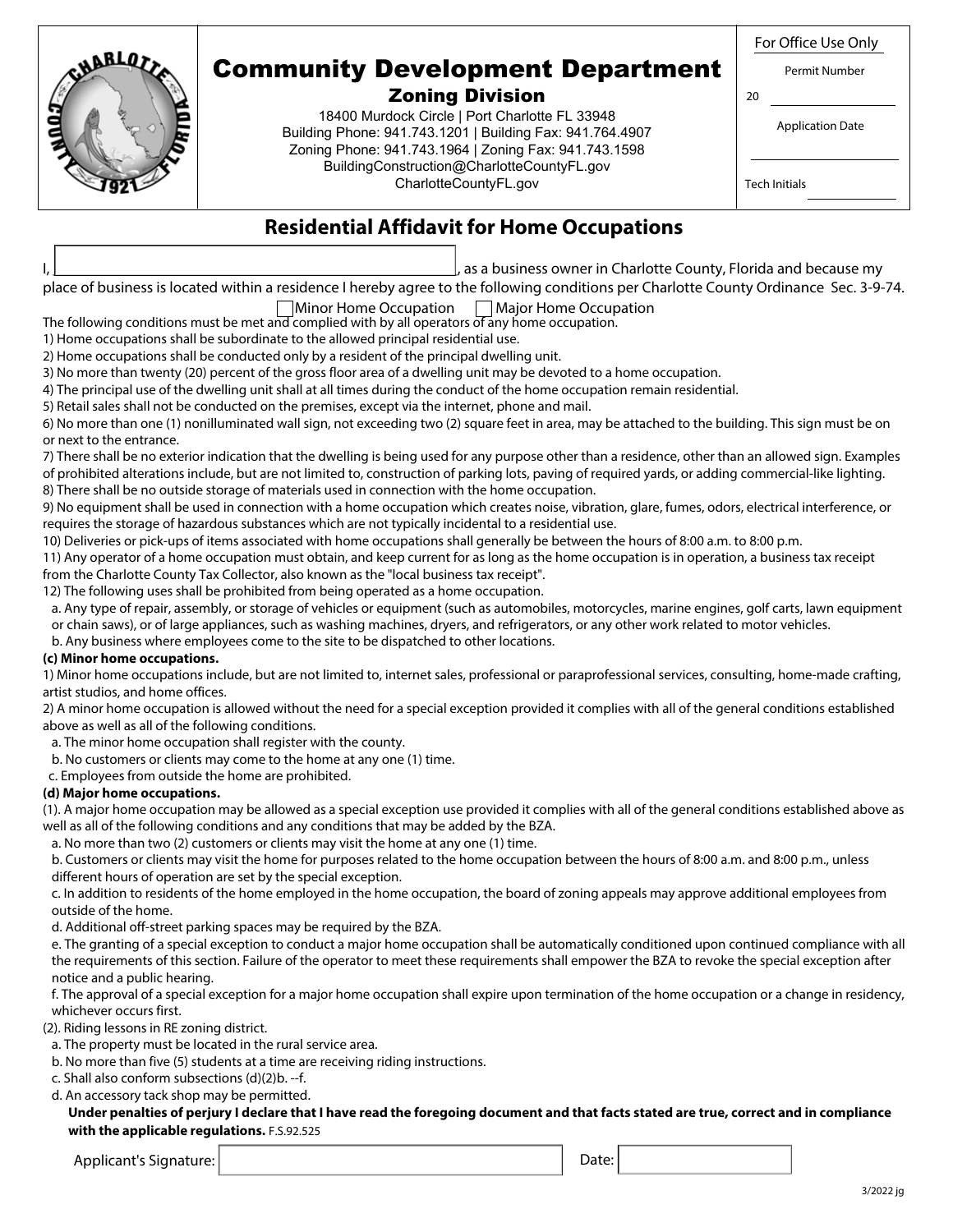# Community Development Department

## Zoning Division

18400 Murdock Circle | Port Charlotte FL 33948
Building Phone: 941.743.1201 | Building Fax: 941.764.4907
Zoning Phone: 941.743.1964 | Zoning Fax: 941.743.1598
BuildingConstruction@CharlotteCountyFL.gov
CharlotteCountyFL.gov

For Office Use Only

Permit Number 20 ____________

Application Date ____________

Tech Initials ____________

## Residential Affidavit for Home Occupations

I, ______________________________, as a business owner in Charlotte County, Florida and because my place of business is located within a residence I hereby agree to the following conditions per Charlotte County Ordinance Sec. 3-9-74.

☐ Minor Home Occupation ☐ Major Home Occupation

The following conditions must be met and complied with by all operators of any home occupation.

1) Home occupations shall be subordinate to the allowed principal residential use.
2) Home occupations shall be conducted only by a resident of the principal dwelling unit.
3) No more than twenty (20) percent of the gross floor area of a dwelling unit may be devoted to a home occupation.
4) The principal use of the dwelling unit shall at all times during the conduct of the home occupation remain residential.
5) Retail sales shall not be conducted on the premises, except via the internet, phone and mail.
6) No more than one (1) nonilluminated wall sign, not exceeding two (2) square feet in area, may be attached to the building. This sign must be on or next to the entrance.
7) There shall be no exterior indication that the dwelling is being used for any purpose other than a residence, other than an allowed sign. Examples of prohibited alterations include, but are not limited to, construction of parking lots, paving of required yards, or adding commercial-like lighting.
8) There shall be no outside storage of materials used in connection with the home occupation.
9) No equipment shall be used in connection with a home occupation which creates noise, vibration, glare, fumes, odors, electrical interference, or requires the storage of hazardous substances which are not typically incidental to a residential use.
10) Deliveries or pick-ups of items associated with home occupations shall generally be between the hours of 8:00 a.m. to 8:00 p.m.
11) Any operator of a home occupation must obtain, and keep current for as long as the home occupation is in operation, a business tax receipt from the Charlotte County Tax Collector, also known as the "local business tax receipt".
12) The following uses shall be prohibited from being operated as a home occupation.
  a. Any type of repair, assembly, or storage of vehicles or equipment (such as automobiles, motorcycles, marine engines, golf carts, lawn equipment or chain saws), or of large appliances, such as washing machines, dryers, and refrigerators, or any other work related to motor vehicles.
  b. Any business where employees come to the site to be dispatched to other locations.

**(c) Minor home occupations.**

1) Minor home occupations include, but are not limited to, internet sales, professional or paraprofessional services, consulting, home-made crafting, artist studios, and home offices.
2) A minor home occupation is allowed without the need for a special exception provided it complies with all of the general conditions established above as well as all of the following conditions.
  a. The minor home occupation shall register with the county.
  b. No customers or clients may come to the home at any one (1) time.
  c. Employees from outside the home are prohibited.

**(d) Major home occupations.**

(1). A major home occupation may be allowed as a special exception use provided it complies with all of the general conditions established above as well as all of the following conditions and any conditions that may be added by the BZA.
  a. No more than two (2) customers or clients may visit the home at any one (1) time.
  b. Customers or clients may visit the home for purposes related to the home occupation between the hours of 8:00 a.m. and 8:00 p.m., unless different hours of operation are set by the special exception.
  c. In addition to residents of the home employed in the home occupation, the board of zoning appeals may approve additional employees from outside of the home.
  d. Additional off-street parking spaces may be required by the BZA.
  e. The granting of a special exception to conduct a major home occupation shall be automatically conditioned upon continued compliance with all the requirements of this section. Failure of the operator to meet these requirements shall empower the BZA to revoke the special exception after notice and a public hearing.
  f. The approval of a special exception for a major home occupation shall expire upon termination of the home occupation or a change in residency, whichever occurs first.

(2). Riding lessons in RE zoning district.
  a. The property must be located in the rural service area.
  b. No more than five (5) students at a time are receiving riding instructions.
  c. Shall also conform subsections (d)(2)b. --f.
  d. An accessory tack shop may be permitted.

**Under penalties of perjury I declare that I have read the foregoing document and that facts stated are true, correct and in compliance with the applicable regulations.** F.S.92.525

Applicant's Signature: ______________________________ Date: ____________

3/2022 jg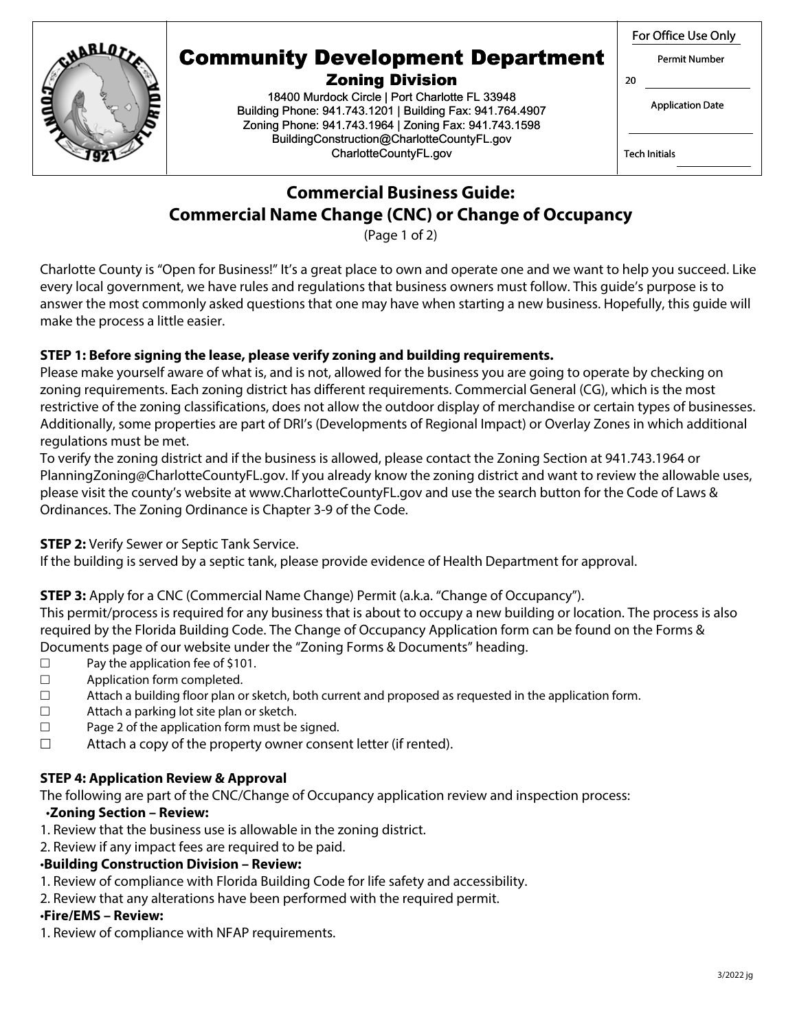# Community Development Department

## Zoning Division

18400 Murdock Circle | Port Charlotte FL 33948
Building Phone: 941.743.1201 | Building Fax: 941.764.4907
Zoning Phone: 941.743.1964 | Zoning Fax: 941.743.1598
BuildingConstruction@CharlotteCountyFL.gov
CharlotteCountyFL.gov

For Office Use Only

Permit Number

20 ______________

Application Date

______________

Tech Initials ______________

## Commercial Business Guide: Commercial Name Change (CNC) or Change of Occupancy

(Page 1 of 2)

Charlotte County is "Open for Business!" It's a great place to own and operate one and we want to help you succeed. Like every local government, we have rules and regulations that business owners must follow. This guide's purpose is to answer the most commonly asked questions that one may have when starting a new business. Hopefully, this guide will make the process a little easier.

**STEP 1: Before signing the lease, please verify zoning and building requirements.**

Please make yourself aware of what is, and is not, allowed for the business you are going to operate by checking on zoning requirements. Each zoning district has different requirements. Commercial General (CG), which is the most restrictive of the zoning classifications, does not allow the outdoor display of merchandise or certain types of businesses. Additionally, some properties are part of DRI's (Developments of Regional Impact) or Overlay Zones in which additional regulations must be met.

To verify the zoning district and if the business is allowed, please contact the Zoning Section at 941.743.1964 or PlanningZoning@CharlotteCountyFL.gov. If you already know the zoning district and want to review the allowable uses, please visit the county's website at www.CharlotteCountyFL.gov and use the search button for the Code of Laws & Ordinances. The Zoning Ordinance is Chapter 3-9 of the Code.

**STEP 2:** Verify Sewer or Septic Tank Service.

If the building is served by a septic tank, please provide evidence of Health Department for approval.

**STEP 3:** Apply for a CNC (Commercial Name Change) Permit (a.k.a. "Change of Occupancy").

This permit/process is required for any business that is about to occupy a new building or location. The process is also required by the Florida Building Code. The Change of Occupancy Application form can be found on the Forms & Documents page of our website under the "Zoning Forms & Documents" heading.

- ☐ Pay the application fee of $101.
- ☐ Application form completed.
- ☐ Attach a building floor plan or sketch, both current and proposed as requested in the application form.
- ☐ Attach a parking lot site plan or sketch.
- ☐ Page 2 of the application form must be signed.
- ☐ Attach a copy of the property owner consent letter (if rented).

**STEP 4: Application Review & Approval**

The following are part of the CNC/Change of Occupancy application review and inspection process:

**•Zoning Section – Review:**

1. Review that the business use is allowable in the zoning district.
2. Review if any impact fees are required to be paid.

**•Building Construction Division – Review:**

1. Review of compliance with Florida Building Code for life safety and accessibility.
2. Review that any alterations have been performed with the required permit.

**•Fire/EMS – Review:**

1. Review of compliance with NFAP requirements.

3/2022 jg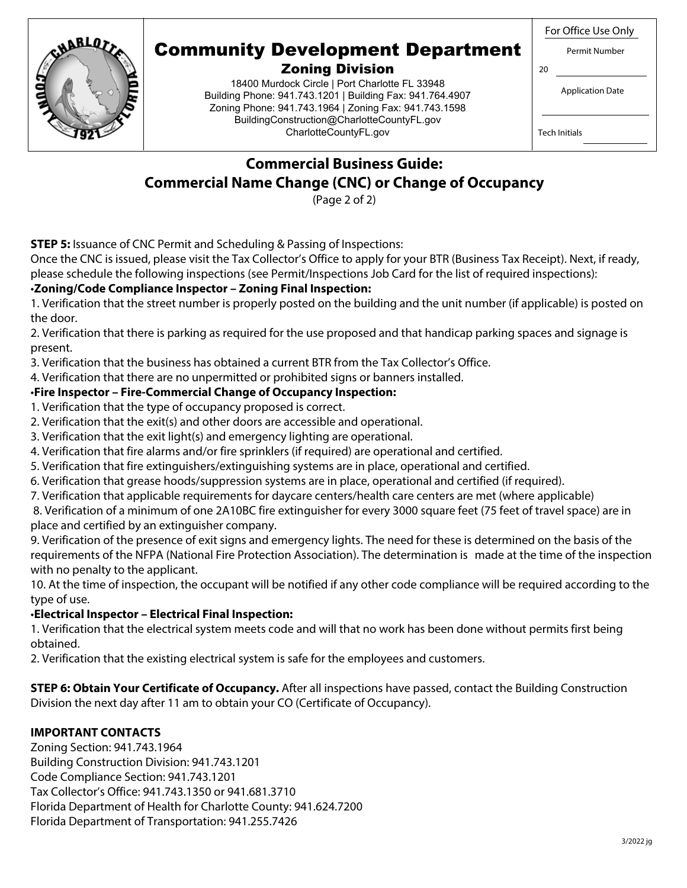# Community Development Department
## Zoning Division

18400 Murdock Circle | Port Charlotte FL 33948
Building Phone: 941.743.1201 | Building Fax: 941.764.4907
Zoning Phone: 941.743.1964 | Zoning Fax: 941.743.1598
BuildingConstruction@CharlotteCountyFL.gov
CharlotteCountyFL.gov

For Office Use Only
Permit Number
20 ____________
Application Date
____________
Tech Initials ____________

## Commercial Business Guide: Commercial Name Change (CNC) or Change of Occupancy

(Page 2 of 2)

**STEP 5:** Issuance of CNC Permit and Scheduling & Passing of Inspections:
Once the CNC is issued, please visit the Tax Collector's Office to apply for your BTR (Business Tax Receipt). Next, if ready, please schedule the following inspections (see Permit/Inspections Job Card for the list of required inspections):

•**Zoning/Code Compliance Inspector – Zoning Final Inspection:**

1. Verification that the street number is properly posted on the building and the unit number (if applicable) is posted on the door.
2. Verification that there is parking as required for the use proposed and that handicap parking spaces and signage is present.
3. Verification that the business has obtained a current BTR from the Tax Collector's Office.
4. Verification that there are no unpermitted or prohibited signs or banners installed.

•**Fire Inspector – Fire-Commercial Change of Occupancy Inspection:**

1. Verification that the type of occupancy proposed is correct.
2. Verification that the exit(s) and other doors are accessible and operational.
3. Verification that the exit light(s) and emergency lighting are operational.
4. Verification that fire alarms and/or fire sprinklers (if required) are operational and certified.
5. Verification that fire extinguishers/extinguishing systems are in place, operational and certified.
6. Verification that grease hoods/suppression systems are in place, operational and certified (if required).
7. Verification that applicable requirements for daycare centers/health care centers are met (where applicable)
8. Verification of a minimum of one 2A10BC fire extinguisher for every 3000 square feet (75 feet of travel space) are in place and certified by an extinguisher company.
9. Verification of the presence of exit signs and emergency lights. The need for these is determined on the basis of the requirements of the NFPA (National Fire Protection Association). The determination is made at the time of the inspection with no penalty to the applicant.
10. At the time of inspection, the occupant will be notified if any other code compliance will be required according to the type of use.

•**Electrical Inspector – Electrical Final Inspection:**

1. Verification that the electrical system meets code and will that no work has been done without permits first being obtained.
2. Verification that the existing electrical system is safe for the employees and customers.

**STEP 6: Obtain Your Certificate of Occupancy.** After all inspections have passed, contact the Building Construction Division the next day after 11 am to obtain your CO (Certificate of Occupancy).

**IMPORTANT CONTACTS**

Zoning Section: 941.743.1964
Building Construction Division: 941.743.1201
Code Compliance Section: 941.743.1201
Tax Collector's Office: 941.743.1350 or 941.681.3710
Florida Department of Health for Charlotte County: 941.624.7200
Florida Department of Transportation: 941.255.7426

3/2022 jg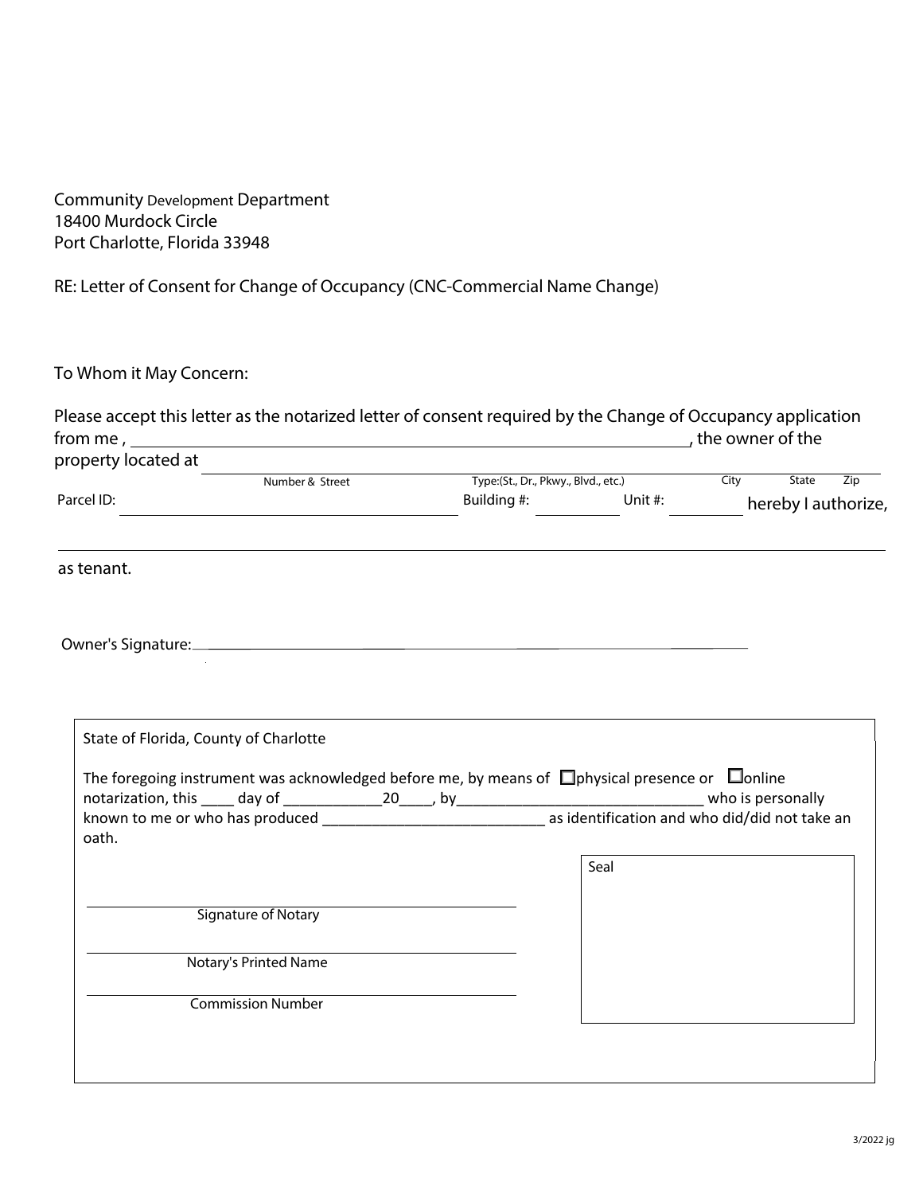Community Development Department
18400 Murdock Circle
Port Charlotte, Florida 33948

RE: Letter of Consent for Change of Occupancy (CNC-Commercial Name Change)

To Whom it May Concern:

Please accept this letter as the notarized letter of consent required by the Change of Occupancy application from me , ______________________________________________________________, the owner of the property located at ____________________________________________________________________________

Number & Street    Type:(St., Dr., Pkwy., Blvd., etc.)    City    State    Zip

Parcel ID: ______________________________ Building #: __________ Unit #: __________ hereby I authorize,

____________________________________________________________________________________________

as tenant.

Owner's Signature: ____________________________________________________________

---

State of Florida, County of Charlotte

The foregoing instrument was acknowledged before me, by means of ☐ physical presence or ☐ online notarization, this ____ day of ____________20____, by______________________________ who is personally known to me or who has produced ___________________________ as identification and who did/did not take an oath.

______________________________________
Signature of Notary

______________________________________
Notary's Printed Name

______________________________________
Commission Number

Seal

3/2022 jg